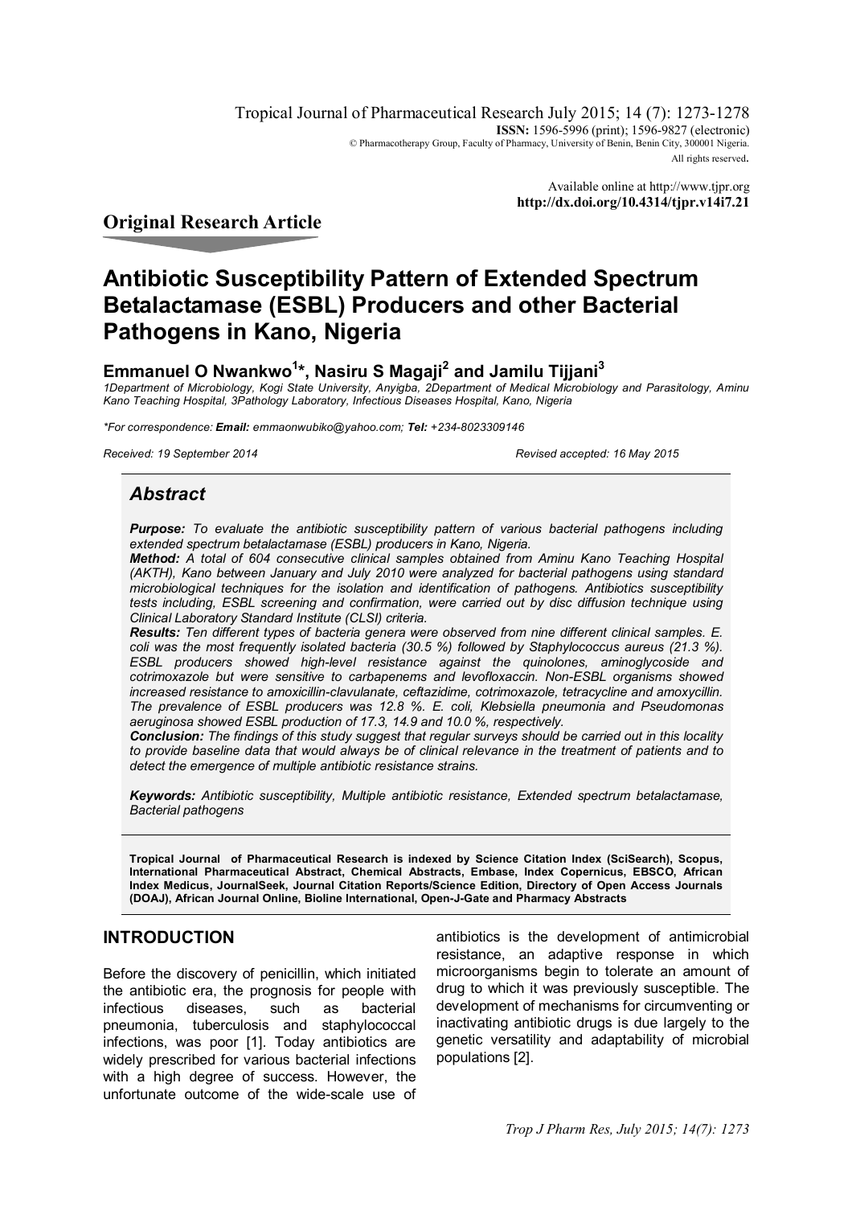Available online at http://www.tjpr.org
**http://dx.doi.org/10.4314/tjpr.v14i7.21**

**Original Research Article**

# Antibiotic Susceptibility Pattern of Extended Spectrum Betalactamase (ESBL) Producers and other Bacterial Pathogens in Kano, Nigeria

**Emmanuel O Nwankwo[1]*, Nasiru S Magaji[2] and Jamilu Tijjani[3]**

*1Department of Microbiology, Kogi State University, Anyigba, 2Department of Medical Microbiology and Parasitology, Aminu Kano Teaching Hospital, 3Pathology Laboratory, Infectious Diseases Hospital, Kano, Nigeria*

*\*For correspondence: **Email:** emmaonwubiko@yahoo.com; **Tel:** +234-8023309146*

*Received: 19 September 2014* *Revised accepted: 16 May 2015*

## Abstract

***Purpose:** To evaluate the antibiotic susceptibility pattern of various bacterial pathogens including extended spectrum betalactamase (ESBL) producers in Kano, Nigeria.*
***Method:** A total of 604 consecutive clinical samples obtained from Aminu Kano Teaching Hospital (AKTH), Kano between January and July 2010 were analyzed for bacterial pathogens using standard microbiological techniques for the isolation and identification of pathogens. Antibiotics susceptibility tests including, ESBL screening and confirmation, were carried out by disc diffusion technique using Clinical Laboratory Standard Institute (CLSI) criteria.*
***Results:** Ten different types of bacteria genera were observed from nine different clinical samples. E. coli was the most frequently isolated bacteria (30.5 %) followed by Staphylococcus aureus (21.3 %). ESBL producers showed high-level resistance against the quinolones, aminoglycoside and cotrimoxazole but were sensitive to carbapenems and levofloxaccin. Non-ESBL organisms showed increased resistance to amoxicillin-clavulanate, ceftazidime, cotrimoxazole, tetracycline and amoxycillin. The prevalence of ESBL producers was 12.8 %. E. coli, Klebsiella pneumonia and Pseudomonas aeruginosa showed ESBL production of 17.3, 14.9 and 10.0 %, respectively.*
***Conclusion:** The findings of this study suggest that regular surveys should be carried out in this locality to provide baseline data that would always be of clinical relevance in the treatment of patients and to detect the emergence of multiple antibiotic resistance strains.*

***Keywords:** Antibiotic susceptibility, Multiple antibiotic resistance, Extended spectrum betalactamase, Bacterial pathogens*

**Tropical Journal of Pharmaceutical Research is indexed by Science Citation Index (SciSearch), Scopus, International Pharmaceutical Abstract, Chemical Abstracts, Embase, Index Copernicus, EBSCO, African Index Medicus, JournalSeek, Journal Citation Reports/Science Edition, Directory of Open Access Journals (DOAJ), African Journal Online, Bioline International, Open-J-Gate and Pharmacy Abstracts**

## INTRODUCTION

Before the discovery of penicillin, which initiated the antibiotic era, the prognosis for people with infectious diseases, such as bacterial pneumonia, tuberculosis and staphylococcal infections, was poor [1]. Today antibiotics are widely prescribed for various bacterial infections with a high degree of success. However, the unfortunate outcome of the wide-scale use of antibiotics is the development of antimicrobial resistance, an adaptive response in which microorganisms begin to tolerate an amount of drug to which it was previously susceptible. The development of mechanisms for circumventing or inactivating antibiotic drugs is due largely to the genetic versatility and adaptability of microbial populations [2].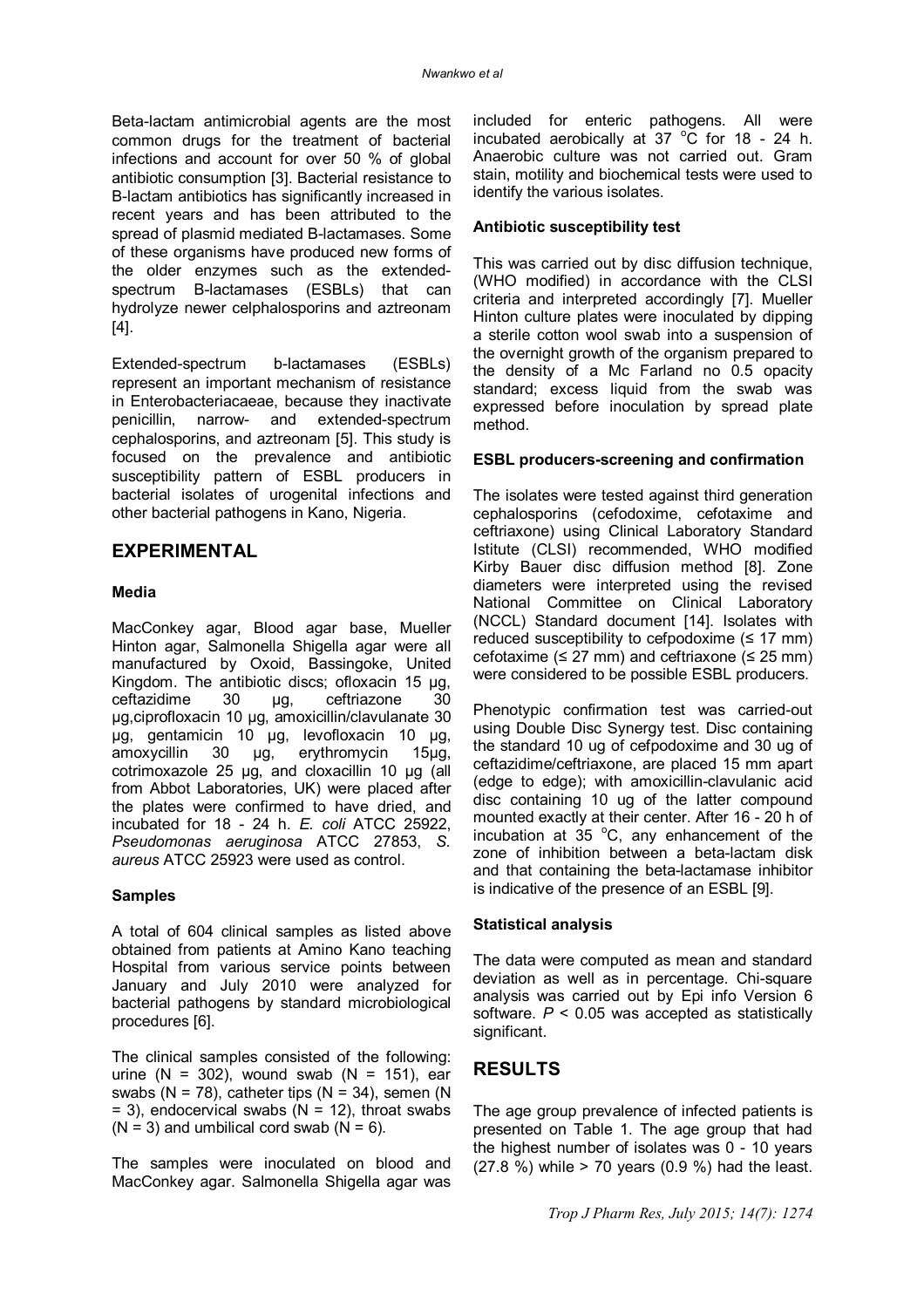Beta-lactam antimicrobial agents are the most common drugs for the treatment of bacterial infections and account for over 50 % of global antibiotic consumption [3]. Bacterial resistance to B-lactam antibiotics has significantly increased in recent years and has been attributed to the spread of plasmid mediated B-lactamases. Some of these organisms have produced new forms of the older enzymes such as the extended-spectrum B-lactamases (ESBLs) that can hydrolyze newer celphalosporins and aztreonam [4].

Extended-spectrum b-lactamases (ESBLs) represent an important mechanism of resistance in Enterobacteriacaeae, because they inactivate penicillin, narrow- and extended-spectrum cephalosporins, and aztreonam [5]. This study is focused on the prevalence and antibiotic susceptibility pattern of ESBL producers in bacterial isolates of urogenital infections and other bacterial pathogens in Kano, Nigeria.

## EXPERIMENTAL

### Media

MacConkey agar, Blood agar base, Mueller Hinton agar, Salmonella Shigella agar were all manufactured by Oxoid, Bassingoke, United Kingdom. The antibiotic discs; ofloxacin 15 µg, ceftazidime 30 µg, ceftriazone 30 µg,ciprofloxacin 10 µg, amoxicillin/clavulanate 30 µg, gentamicin 10 µg, levofloxacin 10 µg, amoxycillin 30 µg, erythromycin 15µg, cotrimoxazole 25 µg, and cloxacillin 10 µg (all from Abbot Laboratories, UK) were placed after the plates were confirmed to have dried, and incubated for 18 - 24 h. *E. coli* ATCC 25922, *Pseudomonas aeruginosa* ATCC 27853, *S. aureus* ATCC 25923 were used as control.

### Samples

A total of 604 clinical samples as listed above obtained from patients at Amino Kano teaching Hospital from various service points between January and July 2010 were analyzed for bacterial pathogens by standard microbiological procedures [6].

The clinical samples consisted of the following: urine (N = 302), wound swab (N = 151), ear swabs (N = 78), catheter tips (N = 34), semen (N = 3), endocervical swabs (N = 12), throat swabs (N = 3) and umbilical cord swab (N = 6).

The samples were inoculated on blood and MacConkey agar. Salmonella Shigella agar was included for enteric pathogens. All were incubated aerobically at 37 °C for 18 - 24 h. Anaerobic culture was not carried out. Gram stain, motility and biochemical tests were used to identify the various isolates.

### Antibiotic susceptibility test

This was carried out by disc diffusion technique, (WHO modified) in accordance with the CLSI criteria and interpreted accordingly [7]. Mueller Hinton culture plates were inoculated by dipping a sterile cotton wool swab into a suspension of the overnight growth of the organism prepared to the density of a Mc Farland no 0.5 opacity standard; excess liquid from the swab was expressed before inoculation by spread plate method.

### ESBL producers-screening and confirmation

The isolates were tested against third generation cephalosporins (cefodoxime, cefotaxime and ceftriaxone) using Clinical Laboratory Standard Istitute (CLSI) recommended, WHO modified Kirby Bauer disc diffusion method [8]. Zone diameters were interpreted using the revised National Committee on Clinical Laboratory (NCCL) Standard document [14]. Isolates with reduced susceptibility to cefpodoxime (≤ 17 mm) cefotaxime (≤ 27 mm) and ceftriaxone (≤ 25 mm) were considered to be possible ESBL producers.

Phenotypic confirmation test was carried-out using Double Disc Synergy test. Disc containing the standard 10 ug of cefpodoxime and 30 ug of ceftazidime/ceftriaxone, are placed 15 mm apart (edge to edge); with amoxicillin-clavulanic acid disc containing 10 ug of the latter compound mounted exactly at their center. After 16 - 20 h of incubation at 35 °C, any enhancement of the zone of inhibition between a beta-lactam disk and that containing the beta-lactamase inhibitor is indicative of the presence of an ESBL [9].

### Statistical analysis

The data were computed as mean and standard deviation as well as in percentage. Chi-square analysis was carried out by Epi info Version 6 software. $P < 0.05$ was accepted as statistically significant.

## RESULTS

The age group prevalence of infected patients is presented on Table 1. The age group that had the highest number of isolates was 0 - 10 years (27.8 %) while > 70 years (0.9 %) had the least.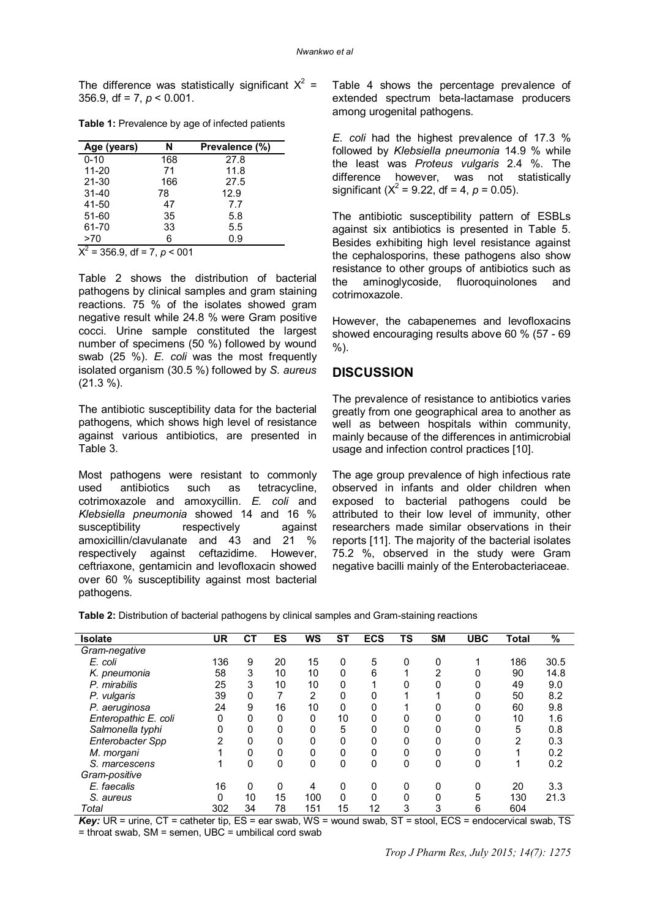The difference was statistically significant $X^2$ = 356.9, df = 7, $p < 0.001$.

**Table 1:** Prevalence by age of infected patients

| Age (years) | N | Prevalence (%) |
|---|---|---|
| 0-10 | 168 | 27.8 |
| 11-20 | 71 | 11.8 |
| 21-30 | 166 | 27.5 |
| 31-40 | 78 | 12.9 |
| 41-50 | 47 | 7.7 |
| 51-60 | 35 | 5.8 |
| 61-70 | 33 | 5.5 |
| >70 | 6 | 0.9 |

$X^2$ = 356.9, df = 7, $p$ < 001

Table 2 shows the distribution of bacterial pathogens by clinical samples and gram staining reactions. 75 % of the isolates showed gram negative result while 24.8 % were Gram positive cocci. Urine sample constituted the largest number of specimens (50 %) followed by wound swab (25 %). *E. coli* was the most frequently isolated organism (30.5 %) followed by *S. aureus* (21.3 %).

The antibiotic susceptibility data for the bacterial pathogens, which shows high level of resistance against various antibiotics, are presented in Table 3.

Most pathogens were resistant to commonly used antibiotics such as tetracycline, cotrimoxazole and amoxycillin. *E. coli* and *Klebsiella pneumonia* showed 14 and 16 % susceptibility respectively against amoxicillin/clavulanate and 43 and 21 % respectively against ceftazidime. However, ceftriaxone, gentamicin and levofloxacin showed over 60 % susceptibility against most bacterial pathogens.

Table 4 shows the percentage prevalence of extended spectrum beta-lactamase producers among urogenital pathogens.

*E. coli* had the highest prevalence of 17.3 % followed by *Klebsiella pneumonia* 14.9 % while the least was *Proteus vulgaris* 2.4 %. The difference however, was not statistically significant ($X^2$ = 9.22, df = 4, $p$ = 0.05).

The antibiotic susceptibility pattern of ESBLs against six antibiotics is presented in Table 5. Besides exhibiting high level resistance against the cephalosporins, these pathogens also show resistance to other groups of antibiotics such as the aminoglycoside, fluoroquinolones and cotrimoxazole.

However, the cabapenemes and levofloxacins showed encouraging results above 60 % (57 - 69 %).

## DISCUSSION

The prevalence of resistance to antibiotics varies greatly from one geographical area to another as well as between hospitals within community, mainly because of the differences in antimicrobial usage and infection control practices [10].

The age group prevalence of high infectious rate observed in infants and older children when exposed to bacterial pathogens could be attributed to their low level of immunity, other researchers made similar observations in their reports [11]. The majority of the bacterial isolates 75.2 %, observed in the study were Gram negative bacilli mainly of the Enterobacteriaceae.

**Table 2:** Distribution of bacterial pathogens by clinical samples and Gram-staining reactions

| Isolate | UR | CT | ES | WS | ST | ECS | TS | SM | UBC | Total | % |
|---|---|---|---|---|---|---|---|---|---|---|---|
| *Gram-negative* | | | | | | | | | | | |
| *E. coli* | 136 | 9 | 20 | 15 | 0 | 5 | 0 | 0 | 1 | 186 | 30.5 |
| *K. pneumonia* | 58 | 3 | 10 | 10 | 0 | 6 | 1 | 2 | 0 | 90 | 14.8 |
| *P. mirabilis* | 25 | 3 | 10 | 10 | 0 | 1 | 0 | 0 | 0 | 49 | 9.0 |
| *P. vulgaris* | 39 | 0 | 7 | 2 | 0 | 0 | 1 | 1 | 0 | 50 | 8.2 |
| *P. aeruginosa* | 24 | 9 | 16 | 10 | 0 | 0 | 1 | 0 | 0 | 60 | 9.8 |
| *Enteropathic E. coli* | 0 | 0 | 0 | 0 | 10 | 0 | 0 | 0 | 0 | 10 | 1.6 |
| *Salmonella typhi* | 0 | 0 | 0 | 0 | 5 | 0 | 0 | 0 | 0 | 5 | 0.8 |
| *Enterobacter Spp* | 2 | 0 | 0 | 0 | 0 | 0 | 0 | 0 | 0 | 2 | 0.3 |
| *M. morgani* | 1 | 0 | 0 | 0 | 0 | 0 | 0 | 0 | 0 | 1 | 0.2 |
| *S. marcescens* | 1 | 0 | 0 | 0 | 0 | 0 | 0 | 0 | 0 | 1 | 0.2 |
| *Gram-positive* | | | | | | | | | | | |
| *E. faecalis* | 16 | 0 | 0 | 4 | 0 | 0 | 0 | 0 | 0 | 20 | 3.3 |
| *S. aureus* | 0 | 10 | 15 | 100 | 0 | 0 | 0 | 0 | 5 | 130 | 21.3 |
| *Total* | 302 | 34 | 78 | 151 | 15 | 12 | 3 | 3 | 6 | 604 | |

***Key:*** UR = urine, CT = catheter tip, ES = ear swab, WS = wound swab, ST = stool, ECS = endocervical swab, TS = throat swab, SM = semen, UBC = umbilical cord swab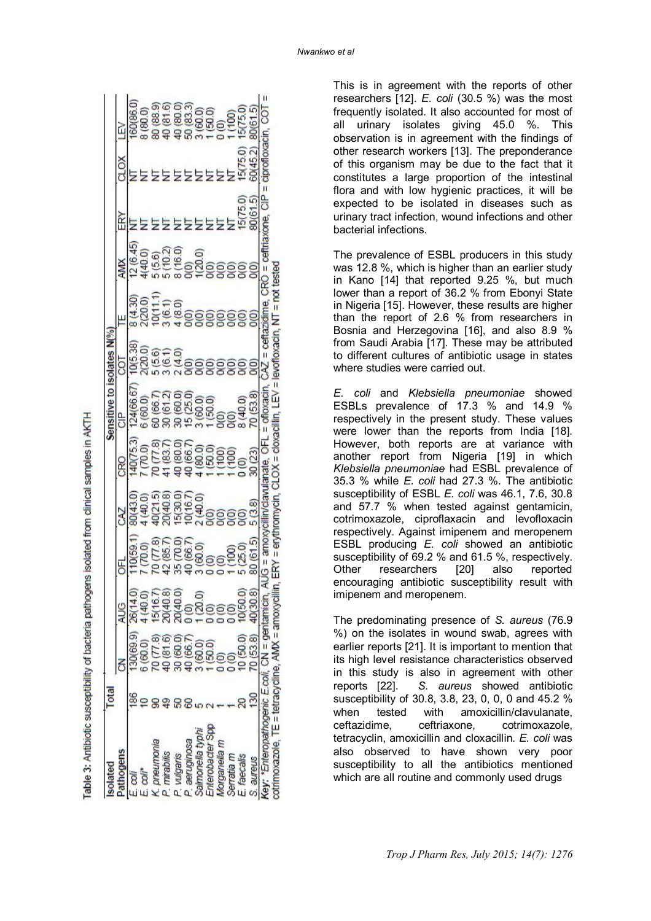Table 3: Antibiotic susceptibility of bacteria pathogens isolated from clinical samples in AKTH

| Isolated Pathogens | Total | Sensitive to isolates N(%) | | | | | | | | | | | |
|---|---|---|---|---|---|---|---|---|---|---|---|---|---|
| | | CN | AUG | OFL | CAZ | CRO | CIP | COT | TE | AMX | ERY | CLOX | LEV |
| *E. coli* | 186 | 130(69.9) | 26(14.0) | 110(59.1) | 80(43.0) | 140(75.3) | 124(66.67) | 10(5.38) | 8 (4.30) | 12 (6.45) | NT | NT | 160(86.0) |
| *E. coli** | 10 | 6 (60.0) | 4 (40.0) | 7 (70.0) | 4 (40.0) | 7 (70.0) | 6 (60.0) | 2(20.0) | 2(20.0) | 4(40.0) | NT | NT | 8 (80.0) |
| *K. pneumonia* | 90 | 70 (77.8) | 15(16.7) | 70 (77.8) | 40(21.5) | 70 (77.8) | 60 (66.7) | 5 (5.6) | 10(11.1) | 5 (5.6) | NT | NT | 80 (88.9) |
| *P. mirabilis* | 49 | 40 (81.6) | 20(40.8) | 42 (85.7) | 20(40.8) | 41 (83.7) | 30 (61.2) | 3 (6.1) | 3 (6.1) | 5 (10.2) | NT | NT | 40 (81.6) |
| *P. vulgaris* | 50 | 30 (60.0) | 20(40.0) | 35 (70.0) | 15(30.0) | 40 (80.0) | 30 (60.0) | 2 (4.0) | 4 (8.0) | 8 (16.0) | NT | NT | 40 (80.0) |
| *P. aeruginosa* | 60 | 40 (66.7) | 0 (0) | 40 (66.7) | 10(16.7) | 40 (66.7) | 15 (25.0) | 0(0) | 0(0) | 0(0) | NT | NT | 50 (83.3) |
| *Salmonella typhi* | 5 | 3 (60.0) | 1 (20.0) | 3 (60.0) | 2 (40.0) | 4 (80.0) | 3 (60.0) | 0(0) | 0(0) | 1(20.0) | NT | NT | 3 (60.0) |
| *Enterobacter Spp* | 2 | 1 (50.0) | 0 (0) | 0 (0) | 0(0) | 1 (50.0) | 1 (50.0) | 0(0) | 0(0) | 0(0) | NT | NT | 1 (50.0) |
| *Morganella m* | 1 | 0 (0) | 0 (0) | 0 (0) | 0(0) | 1 (100) | 0(0) | 0(0) | 0(0) | 0(0) | NT | NT | 0 (0) |
| *Serratia m* | 1 | 0 (0) | 0 (0) | 1 (100) | 0(0) | 1 (100) | 0(0) | 0(0) | 0(0) | 0(0) | NT | NT | 1 (100) |
| *E. faecalis* | 20 | 10 (50.0) | 10(50.0) | 5 (25.0) | 0(0) | 0 (0) | 8 (40.0) | 0(0) | 0(0) | 0(0) | 15(75.0) | 15(75.0) | 15(75.0) |
| *S. aureus* | 130 | 70 (53.8) | 40(30.8) | 80 (61.5) | 5 (3.8) | 30 (23) | 70 (53.8) | 0(0) | 0(0) | 0(0) | 80(61.5) | 60(45.2) | 80(61.5) |

Key: *Enteropathogenic *E.coli*, CN = gentamicin, AUG = amoxycillin/clavulanate, OFL = ofloxacin, CAZ = ceftazidime, CRO = ceftriaxone, CIP = ciprofloxacin, COT = cotrimoxazole, TE = tetracycline, AMX = amoxycillin, ERY = erythromycin, CLOX = cloxacillin, LEV = levofloxacin, NT = not tested

This is in agreement with the reports of other researchers [12]. *E. coli* (30.5 %) was the most frequently isolated. It also accounted for most of all urinary isolates giving 45.0 %. This observation is in agreement with the findings of other research workers [13]. The preponderance of this organism may be due to the fact that it constitutes a large proportion of the intestinal flora and with low hygienic practices, it will be expected to be isolated in diseases such as urinary tract infection, wound infections and other bacterial infections.

The prevalence of ESBL producers in this study was 12.8 %, which is higher than an earlier study in Kano [14] that reported 9.25 %, but much lower than a report of 36.2 % from Ebonyi State in Nigeria [15]. However, these results are higher than the report of 2.6 % from researchers in Bosnia and Herzegovina [16], and also 8.9 % from Saudi Arabia [17]. These may be attributed to different cultures of antibiotic usage in states where studies were carried out.

*E. coli* and *Klebsiella pneumoniae* showed ESBLs prevalence of 17.3 % and 14.9 % respectively in the present study. These values were lower than the reports from India [18]. However, both reports are at variance with another report from Nigeria [19] in which *Klebsiella pneumoniae* had ESBL prevalence of 35.3 % while *E. coli* had 27.3 %. The antibiotic susceptibility of ESBL *E. coli* was 46.1, 7.6, 30.8 and 57.7 % when tested against gentamicin, cotrimoxazole, ciproflaxacin and levofloxacin respectively. Against imipenem and meropenem ESBL producing *E. coli* showed an antibiotic susceptibility of 69.2 % and 61.5 %, respectively. Other researchers [20] also reported encouraging antibiotic susceptibility result with imipenem and meropenem.

The predominating presence of *S. aureus* (76.9 %) on the isolates in wound swab, agrees with earlier reports [21]. It is important to mention that its high level resistance characteristics observed in this study is also in agreement with other reports [22]. *S. aureus* showed antibiotic susceptibility of 30.8, 3.8, 23, 0, 0, 0 and 45.2 % when tested with amoxicillin/clavulanate, ceftazidime, ceftriaxone, cotrimoxazole, tetracyclin, amoxicillin and cloxacillin. *E. coli* was also observed to have shown very poor susceptibility to all the antibiotics mentioned which are all routine and commonly used drugs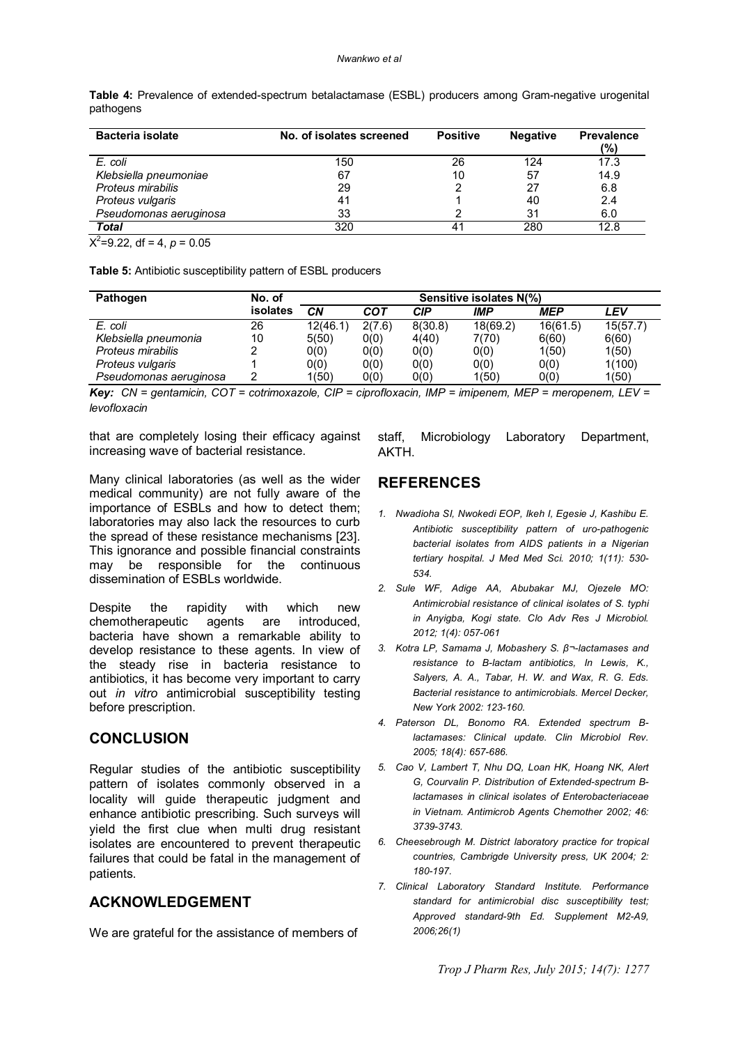**Table 4:** Prevalence of extended-spectrum betalactamase (ESBL) producers among Gram-negative urogenital pathogens

| Bacteria isolate | No. of isolates screened | Positive | Negative | Prevalence (%) |
|---|---|---|---|---|
| *E. coli* | 150 | 26 | 124 | 17.3 |
| *Klebsiella pneumoniae* | 67 | 10 | 57 | 14.9 |
| *Proteus mirabilis* | 29 | 2 | 27 | 6.8 |
| *Proteus vulgaris* | 41 | 1 | 40 | 2.4 |
| *Pseudomonas aeruginosa* | 33 | 2 | 31 | 6.0 |
| ***Total*** | 320 | 41 | 280 | 12.8 |

$X^2$=9.22, df = 4, *p* = 0.05

**Table 5:** Antibiotic susceptibility pattern of ESBL producers

| Pathogen | No. of isolates | Sensitive isolates N(%) | | | | | |
|---|---|---|---|---|---|---|---|
| | | ***CN*** | ***COT*** | ***CIP*** | ***IMP*** | ***MEP*** | ***LEV*** |
| *E. coli* | 26 | 12(46.1) | 2(7.6) | 8(30.8) | 18(69.2) | 16(61.5) | 15(57.7) |
| *Klebsiella pneumonia* | 10 | 5(50) | 0(0) | 4(40) | 7(70) | 6(60) | 6(60) |
| *Proteus mirabilis* | 2 | 0(0) | 0(0) | 0(0) | 0(0) | 1(50) | 1(50) |
| *Proteus vulgaris* | 1 | 0(0) | 0(0) | 0(0) | 0(0) | 0(0) | 1(100) |
| *Pseudomonas aeruginosa* | 2 | 1(50) | 0(0) | 0(0) | 1(50) | 0(0) | 1(50) |

***Key:*** *CN = gentamicin, COT = cotrimoxazole, CIP = ciprofloxacin, IMP = imipenem, MEP = meropenem, LEV = levofloxacin*

that are completely losing their efficacy against increasing wave of bacterial resistance.

Many clinical laboratories (as well as the wider medical community) are not fully aware of the importance of ESBLs and how to detect them; laboratories may also lack the resources to curb the spread of these resistance mechanisms [23]. This ignorance and possible financial constraints may be responsible for the continuous dissemination of ESBLs worldwide.

Despite the rapidity with which new chemotherapeutic agents are introduced, bacteria have shown a remarkable ability to develop resistance to these agents. In view of the steady rise in bacteria resistance to antibiotics, it has become very important to carry out *in vitro* antimicrobial susceptibility testing before prescription.

## CONCLUSION

Regular studies of the antibiotic susceptibility pattern of isolates commonly observed in a locality will guide therapeutic judgment and enhance antibiotic prescribing. Such surveys will yield the first clue when multi drug resistant isolates are encountered to prevent therapeutic failures that could be fatal in the management of patients.

## ACKNOWLEDGEMENT

We are grateful for the assistance of members of staff, Microbiology Laboratory Department, AKTH.

## REFERENCES

1. *Nwadioha SI, Nwokedi EOP, Ikeh I, Egesie J, Kashibu E. Antibiotic susceptibility pattern of uro-pathogenic bacterial isolates from AIDS patients in a Nigerian tertiary hospital. J Med Med Sci. 2010; 1(11): 530-534.*
2. *Sule WF, Adige AA, Abubakar MJ, Ojezele MO: Antimicrobial resistance of clinical isolates of S. typhi in Anyigba, Kogi state. Clo Adv Res J Microbiol. 2012; 1(4): 057-061*
3. *Kotra LP, Samama J, Mobashery S. β¬-lactamases and resistance to B-lactam antibiotics, In Lewis, K., Salyers, A. A., Tabar, H. W. and Wax, R. G. Eds. Bacterial resistance to antimicrobials. Mercel Decker, New York 2002: 123-160.*
4. *Paterson DL, Bonomo RA. Extended spectrum B-lactamases: Clinical update. Clin Microbiol Rev. 2005; 18(4): 657-686.*
5. *Cao V, Lambert T, Nhu DQ, Loan HK, Hoang NK, Alert G, Courvalin P. Distribution of Extended-spectrum B-lactamases in clinical isolates of Enterobacteriaceae in Vietnam. Antimicrob Agents Chemother 2002; 46: 3739-3743.*
6. *Cheesebrough M. District laboratory practice for tropical countries, Cambrigde University press, UK 2004; 2: 180-197.*
7. *Clinical Laboratory Standard Institute. Performance standard for antimicrobial disc susceptibility test; Approved standard-9th Ed. Supplement M2-A9, 2006;26(1)*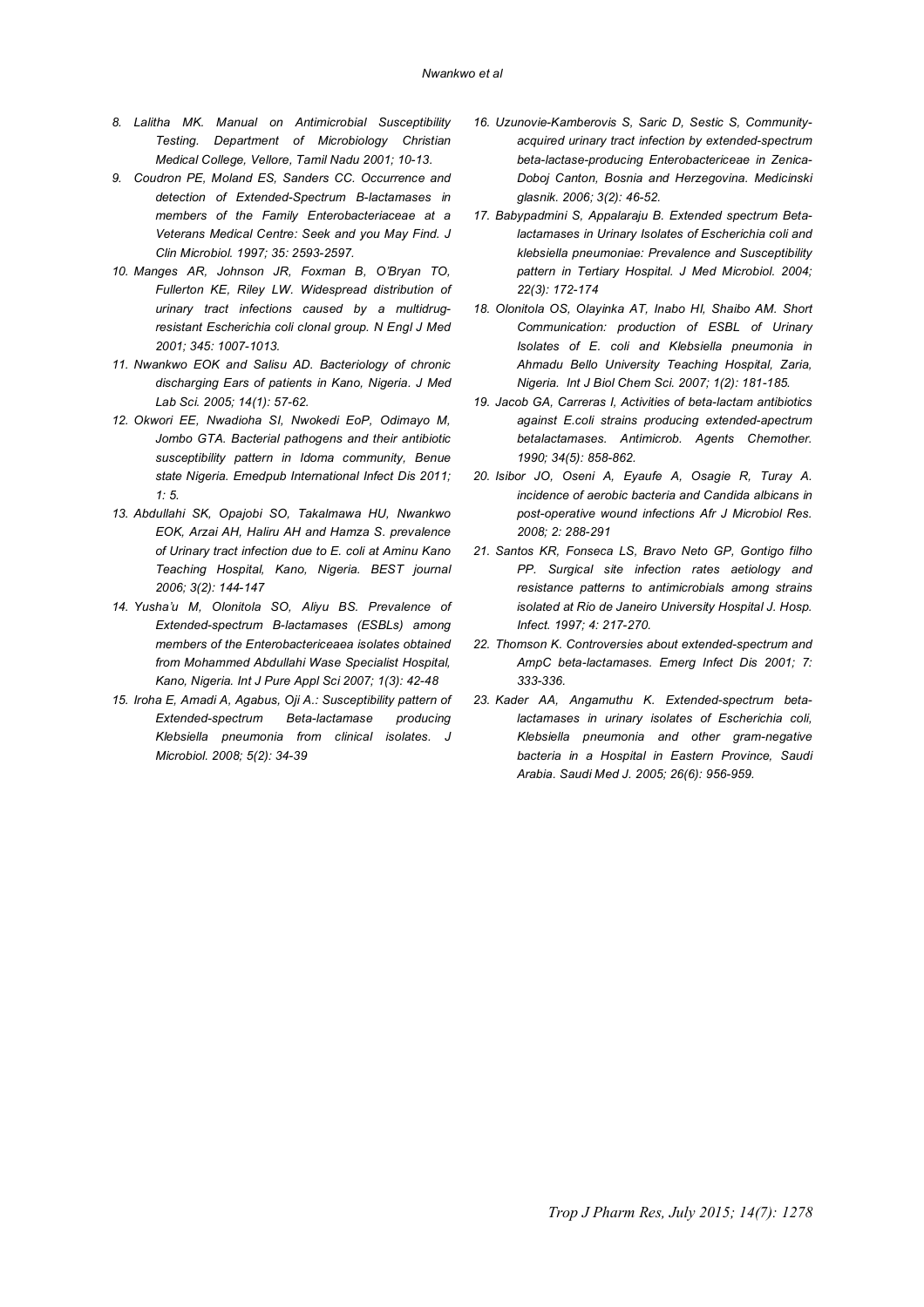8. Lalitha MK. Manual on Antimicrobial Susceptibility Testing. Department of Microbiology Christian Medical College, Vellore, Tamil Nadu 2001; 10-13.
9. Coudron PE, Moland ES, Sanders CC. Occurrence and detection of Extended-Spectrum B-lactamases in members of the Family Enterobacteriaceae at a Veterans Medical Centre: Seek and you May Find. J Clin Microbiol. 1997; 35: 2593-2597.
10. Manges AR, Johnson JR, Foxman B, O'Bryan TO, Fullerton KE, Riley LW. Widespread distribution of urinary tract infections caused by a multidrug-resistant Escherichia coli clonal group. N Engl J Med 2001; 345: 1007-1013.
11. Nwankwo EOK and Salisu AD. Bacteriology of chronic discharging Ears of patients in Kano, Nigeria. J Med Lab Sci. 2005; 14(1): 57-62.
12. Okwori EE, Nwadioha SI, Nwokedi EoP, Odimayo M, Jombo GTA. Bacterial pathogens and their antibiotic susceptibility pattern in Idoma community, Benue state Nigeria. Emedpub International Infect Dis 2011; 1: 5.
13. Abdullahi SK, Opajobi SO, Takalmawa HU, Nwankwo EOK, Arzai AH, Haliru AH and Hamza S. prevalence of Urinary tract infection due to E. coli at Aminu Kano Teaching Hospital, Kano, Nigeria. BEST journal 2006; 3(2): 144-147
14. Yusha'u M, Olonitola SO, Aliyu BS. Prevalence of Extended-spectrum B-lactamases (ESBLs) among members of the Enterobactericeaea isolates obtained from Mohammed Abdullahi Wase Specialist Hospital, Kano, Nigeria. Int J Pure Appl Sci 2007; 1(3): 42-48
15. Iroha E, Amadi A, Agabus, Oji A.: Susceptibility pattern of Extended-spectrum Beta-lactamase producing Klebsiella pneumonia from clinical isolates. J Microbiol. 2008; 5(2): 34-39
16. Uzunovie-Kamberovis S, Saric D, Sestic S, Community-acquired urinary tract infection by extended-spectrum beta-lactase-producing Enterobactericeae in Zenica-Doboj Canton, Bosnia and Herzegovina. Medicinski glasnik. 2006; 3(2): 46-52.
17. Babypadmini S, Appalaraju B. Extended spectrum Beta-lactamases in Urinary Isolates of Escherichia coli and klebsiella pneumoniae: Prevalence and Susceptibility pattern in Tertiary Hospital. J Med Microbiol. 2004; 22(3): 172-174
18. Olonitola OS, Olayinka AT, Inabo HI, Shaibo AM. Short Communication: production of ESBL of Urinary Isolates of E. coli and Klebsiella pneumonia in Ahmadu Bello University Teaching Hospital, Zaria, Nigeria. Int J Biol Chem Sci. 2007; 1(2): 181-185.
19. Jacob GA, Carreras I, Activities of beta-lactam antibiotics against E.coli strains producing extended-apectrum betalactamases. Antimicrob. Agents Chemother. 1990; 34(5): 858-862.
20. Isibor JO, Oseni A, Eyaufe A, Osagie R, Turay A. incidence of aerobic bacteria and Candida albicans in post-operative wound infections Afr J Microbiol Res. 2008; 2: 288-291
21. Santos KR, Fonseca LS, Bravo Neto GP, Gontigo filho PP. Surgical site infection rates aetiology and resistance patterns to antimicrobials among strains isolated at Rio de Janeiro University Hospital J. Hosp. Infect. 1997; 4: 217-270.
22. Thomson K. Controversies about extended-spectrum and AmpC beta-lactamases. Emerg Infect Dis 2001; 7: 333-336.
23. Kader AA, Angamuthu K. Extended-spectrum beta-lactamases in urinary isolates of Escherichia coli, Klebsiella pneumonia and other gram-negative bacteria in a Hospital in Eastern Province, Saudi Arabia. Saudi Med J. 2005; 26(6): 956-959.